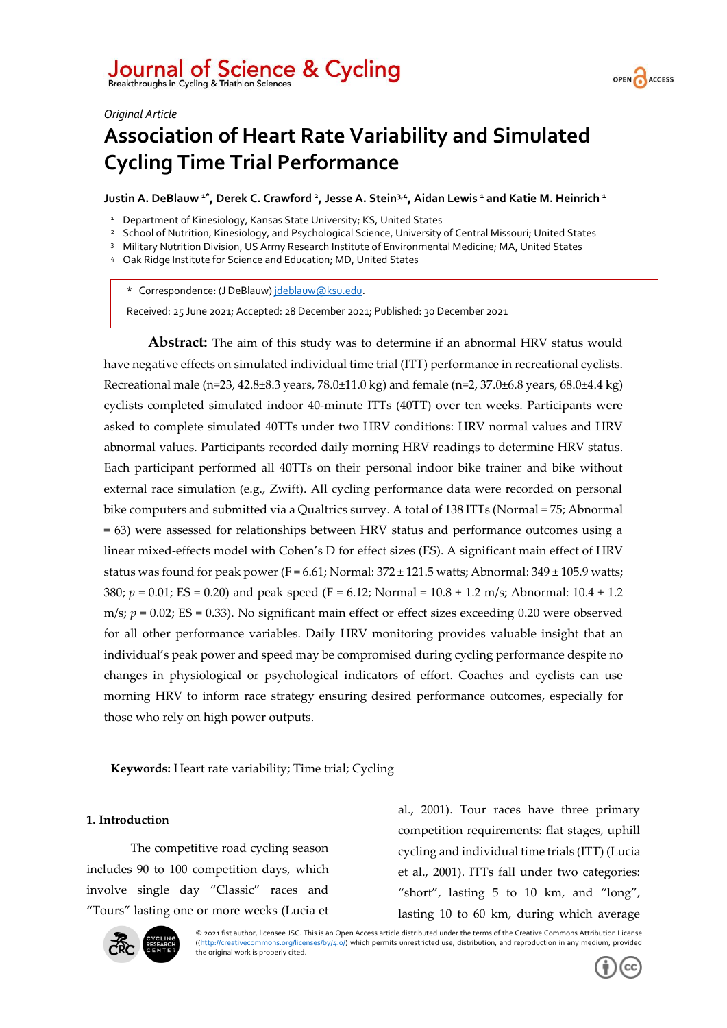*Original Article*

# Association of Heart Rate Variability and Simulated Cycling Time Trial Performance

**Justin A. DeBlauw [1*], Derek C. Crawford [2], Jesse A. Stein[3,4], Aidan Lewis [1] and Katie M. Heinrich [1]**

[1] Department of Kinesiology, Kansas State University; KS, United States
[2] School of Nutrition, Kinesiology, and Psychological Science, University of Central Missouri; United States
[3] Military Nutrition Division, US Army Research Institute of Environmental Medicine; MA, United States
[4] Oak Ridge Institute for Science and Education; MD, United States

\* Correspondence: (J DeBlauw) jdeblauw@ksu.edu.

Received: 25 June 2021; Accepted: 28 December 2021; Published: 30 December 2021

**Abstract:** The aim of this study was to determine if an abnormal HRV status would have negative effects on simulated individual time trial (ITT) performance in recreational cyclists. Recreational male (n=23, 42.8±8.3 years, 78.0±11.0 kg) and female (n=2, 37.0±6.8 years, 68.0±4.4 kg) cyclists completed simulated indoor 40-minute ITTs (40TT) over ten weeks. Participants were asked to complete simulated 40TTs under two HRV conditions: HRV normal values and HRV abnormal values. Participants recorded daily morning HRV readings to determine HRV status. Each participant performed all 40TTs on their personal indoor bike trainer and bike without external race simulation (e.g., Zwift). All cycling performance data were recorded on personal bike computers and submitted via a Qualtrics survey. A total of 138 ITTs (Normal = 75; Abnormal = 63) were assessed for relationships between HRV status and performance outcomes using a linear mixed-effects model with Cohen's D for effect sizes (ES). A significant main effect of HRV status was found for peak power ($F = 6.61$; Normal: 372 ± 121.5 watts; Abnormal: 349 ± 105.9 watts; 380; $p = 0.01$; ES = 0.20) and peak speed ($F = 6.12$; Normal = 10.8 ± 1.2 m/s; Abnormal: 10.4 ± 1.2 m/s; $p = 0.02$; ES = 0.33). No significant main effect or effect sizes exceeding 0.20 were observed for all other performance variables. Daily HRV monitoring provides valuable insight that an individual's peak power and speed may be compromised during cycling performance despite no changes in physiological or psychological indicators of effort. Coaches and cyclists can use morning HRV to inform race strategy ensuring desired performance outcomes, especially for those who rely on high power outputs.

**Keywords:** Heart rate variability; Time trial; Cycling

## 1. Introduction

The competitive road cycling season includes 90 to 100 competition days, which involve single day "Classic" races and "Tours" lasting one or more weeks (Lucia et al., 2001). Tour races have three primary competition requirements: flat stages, uphill cycling and individual time trials (ITT) (Lucia et al., 2001). ITTs fall under two categories: "short", lasting 5 to 10 km, and "long", lasting 10 to 60 km, during which average

© 2021 fist author, licensee JSC. This is an Open Access article distributed under the terms of the Creative Commons Attribution License ((http://creativecommons.org/licenses/by/4.0/) which permits unrestricted use, distribution, and reproduction in any medium, provided the original work is properly cited.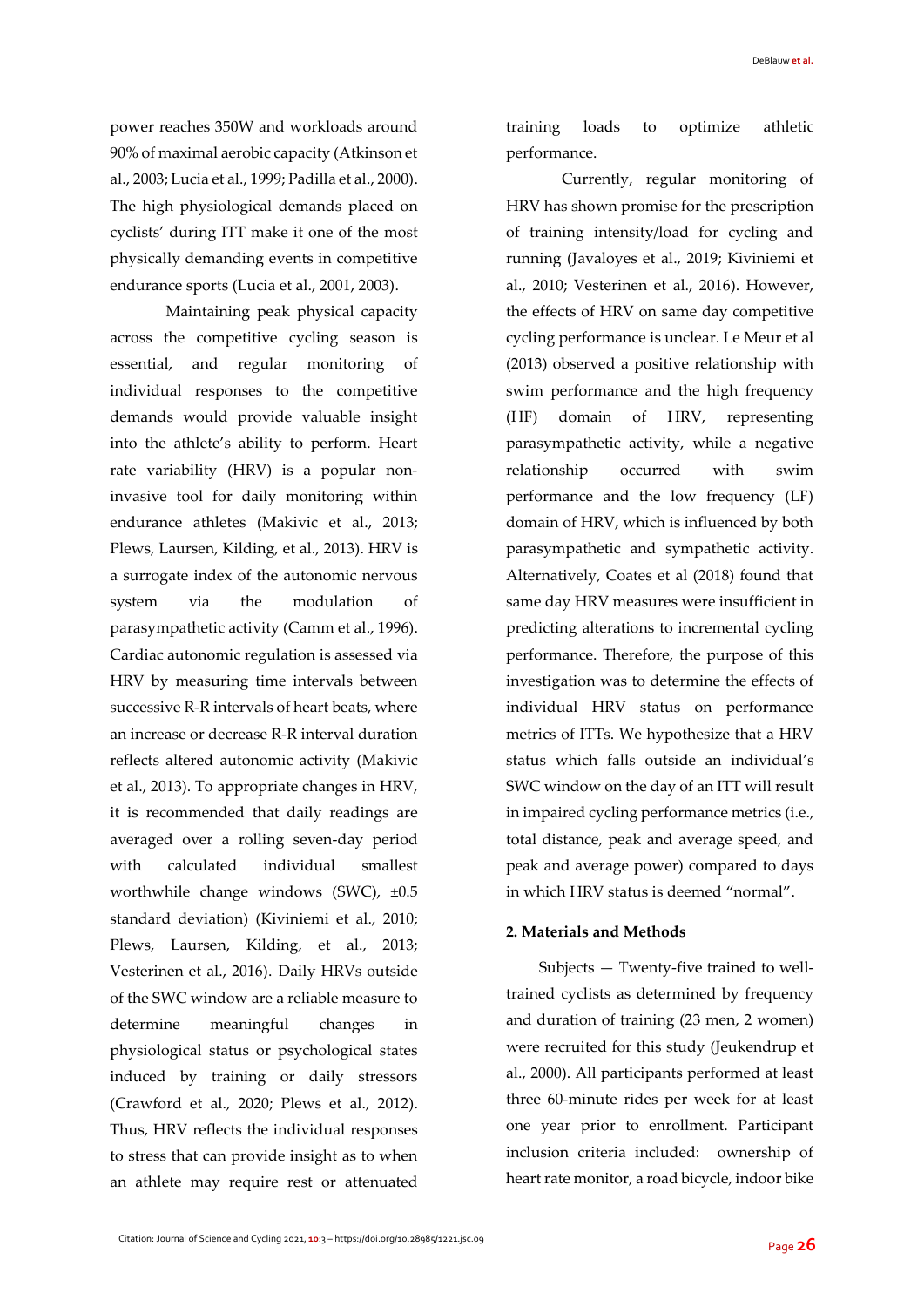power reaches 350W and workloads around 90% of maximal aerobic capacity (Atkinson et al., 2003; Lucia et al., 1999; Padilla et al., 2000). The high physiological demands placed on cyclists' during ITT make it one of the most physically demanding events in competitive endurance sports (Lucia et al., 2001, 2003).

Maintaining peak physical capacity across the competitive cycling season is essential, and regular monitoring of individual responses to the competitive demands would provide valuable insight into the athlete's ability to perform. Heart rate variability (HRV) is a popular non-invasive tool for daily monitoring within endurance athletes (Makivic et al., 2013; Plews, Laursen, Kilding, et al., 2013). HRV is a surrogate index of the autonomic nervous system via the modulation of parasympathetic activity (Camm et al., 1996). Cardiac autonomic regulation is assessed via HRV by measuring time intervals between successive R-R intervals of heart beats, where an increase or decrease R-R interval duration reflects altered autonomic activity (Makivic et al., 2013). To appropriate changes in HRV, it is recommended that daily readings are averaged over a rolling seven-day period with calculated individual smallest worthwhile change windows (SWC), ±0.5 standard deviation) (Kiviniemi et al., 2010; Plews, Laursen, Kilding, et al., 2013; Vesterinen et al., 2016). Daily HRVs outside of the SWC window are a reliable measure to determine meaningful changes in physiological status or psychological states induced by training or daily stressors (Crawford et al., 2020; Plews et al., 2012). Thus, HRV reflects the individual responses to stress that can provide insight as to when an athlete may require rest or attenuated training loads to optimize athletic performance.

Currently, regular monitoring of HRV has shown promise for the prescription of training intensity/load for cycling and running (Javaloyes et al., 2019; Kiviniemi et al., 2010; Vesterinen et al., 2016). However, the effects of HRV on same day competitive cycling performance is unclear. Le Meur et al (2013) observed a positive relationship with swim performance and the high frequency (HF) domain of HRV, representing parasympathetic activity, while a negative relationship occurred with swim performance and the low frequency (LF) domain of HRV, which is influenced by both parasympathetic and sympathetic activity. Alternatively, Coates et al (2018) found that same day HRV measures were insufficient in predicting alterations to incremental cycling performance. Therefore, the purpose of this investigation was to determine the effects of individual HRV status on performance metrics of ITTs. We hypothesize that a HRV status which falls outside an individual's SWC window on the day of an ITT will result in impaired cycling performance metrics (i.e., total distance, peak and average speed, and peak and average power) compared to days in which HRV status is deemed "normal".

## 2. Materials and Methods

Subjects — Twenty-five trained to well-trained cyclists as determined by frequency and duration of training (23 men, 2 women) were recruited for this study (Jeukendrup et al., 2000). All participants performed at least three 60-minute rides per week for at least one year prior to enrollment. Participant inclusion criteria included: ownership of heart rate monitor, a road bicycle, indoor bike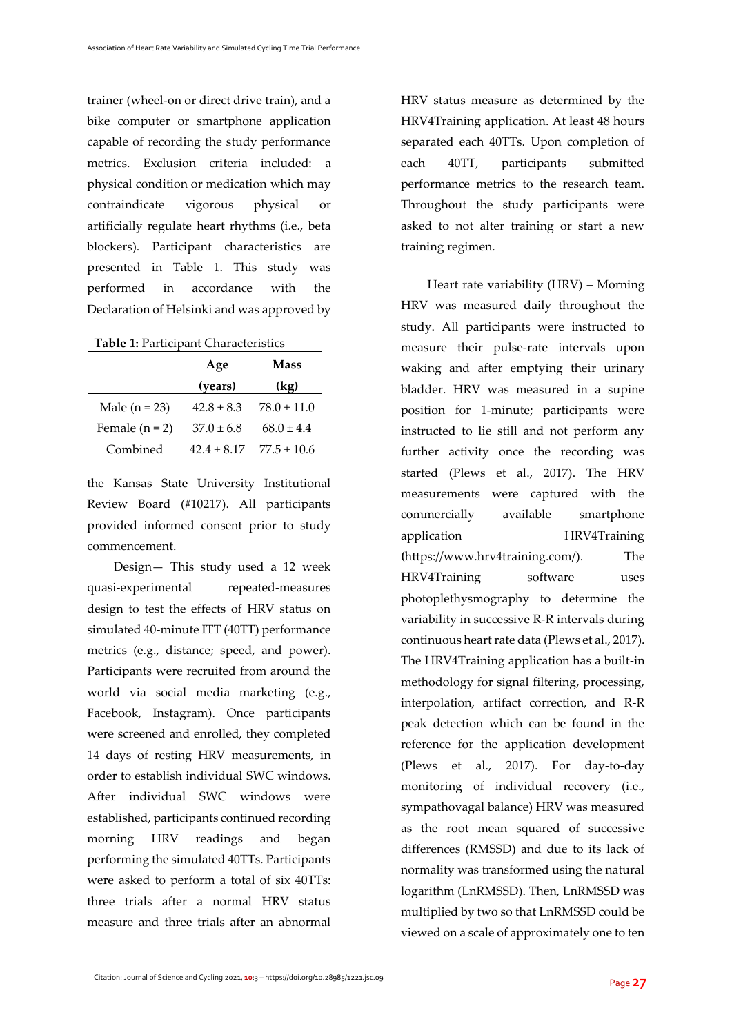trainer (wheel-on or direct drive train), and a bike computer or smartphone application capable of recording the study performance metrics. Exclusion criteria included: a physical condition or medication which may contraindicate vigorous physical or artificially regulate heart rhythms (i.e., beta blockers). Participant characteristics are presented in Table 1. This study was performed in accordance with the Declaration of Helsinki and was approved by the Kansas State University Institutional Review Board (#10217). All participants provided informed consent prior to study commencement.

**Table 1:** Participant Characteristics

| | Age (years) | Mass (kg) |
|---|---|---|
| Male (n = 23) | 42.8 ± 8.3 | 78.0 ± 11.0 |
| Female (n = 2) | 37.0 ± 6.8 | 68.0 ± 4.4 |
| Combined | 42.4 ± 8.17 | 77.5 ± 10.6 |

Design— This study used a 12 week quasi-experimental repeated-measures design to test the effects of HRV status on simulated 40-minute ITT (40TT) performance metrics (e.g., distance; speed, and power). Participants were recruited from around the world via social media marketing (e.g., Facebook, Instagram). Once participants were screened and enrolled, they completed 14 days of resting HRV measurements, in order to establish individual SWC windows. After individual SWC windows were established, participants continued recording morning HRV readings and began performing the simulated 40TTs. Participants were asked to perform a total of six 40TTs: three trials after a normal HRV status measure and three trials after an abnormal HRV status measure as determined by the HRV4Training application. At least 48 hours separated each 40TTs. Upon completion of each 40TT, participants submitted performance metrics to the research team. Throughout the study participants were asked to not alter training or start a new training regimen.

Heart rate variability (HRV) – Morning HRV was measured daily throughout the study. All participants were instructed to measure their pulse-rate intervals upon waking and after emptying their urinary bladder. HRV was measured in a supine position for 1-minute; participants were instructed to lie still and not perform any further activity once the recording was started (Plews et al., 2017). The HRV measurements were captured with the commercially available smartphone application HRV4Training (https://www.hrv4training.com/). The HRV4Training software uses photoplethysmography to determine the variability in successive R-R intervals during continuous heart rate data (Plews et al., 2017). The HRV4Training application has a built-in methodology for signal filtering, processing, interpolation, artifact correction, and R-R peak detection which can be found in the reference for the application development (Plews et al., 2017). For day-to-day monitoring of individual recovery (i.e., sympathovagal balance) HRV was measured as the root mean squared of successive differences (RMSSD) and due to its lack of normality was transformed using the natural logarithm (LnRMSSD). Then, LnRMSSD was multiplied by two so that LnRMSSD could be viewed on a scale of approximately one to ten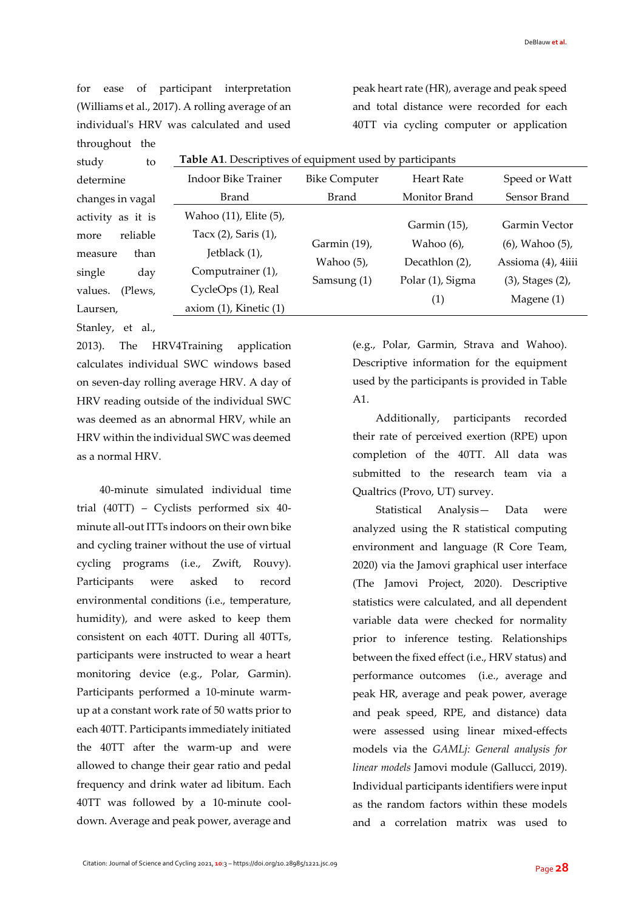for ease of participant interpretation (Williams et al., 2017). A rolling average of an individual's HRV was calculated and used throughout the study to determine changes in vagal activity as it is more reliable measure than single day values. (Plews, Laursen, Stanley, et al., 2013). The HRV4Training application calculates individual SWC windows based on seven-day rolling average HRV. A day of HRV reading outside of the individual SWC was deemed as an abnormal HRV, while an HRV within the individual SWC was deemed as a normal HRV.

40-minute simulated individual time trial (40TT) – Cyclists performed six 40-minute all-out ITTs indoors on their own bike and cycling trainer without the use of virtual cycling programs (i.e., Zwift, Rouvy). Participants were asked to record environmental conditions (i.e., temperature, humidity), and were asked to keep them consistent on each 40TT. During all 40TTs, participants were instructed to wear a heart monitoring device (e.g., Polar, Garmin). Participants performed a 10-minute warm-up at a constant work rate of 50 watts prior to each 40TT. Participants immediately initiated the 40TT after the warm-up and were allowed to change their gear ratio and pedal frequency and drink water ad libitum. Each 40TT was followed by a 10-minute cool-down. Average and peak power, average and peak heart rate (HR), average and peak speed and total distance were recorded for each 40TT via cycling computer or application (e.g., Polar, Garmin, Strava and Wahoo). Descriptive information for the equipment used by the participants is provided in Table A1.

**Table A1**. Descriptives of equipment used by participants

| Indoor Bike Trainer Brand | Bike Computer Brand | Heart Rate Monitor Brand | Speed or Watt Sensor Brand |
|---|---|---|---|
| Wahoo (11), Elite (5), Tacx (2), Saris (1), Jetblack (1), Computrainer (1), CycleOps (1), Real axiom (1), Kinetic (1) | Garmin (19), Wahoo (5), Samsung (1) | Garmin (15), Wahoo (6), Decathlon (2), Polar (1), Sigma (1) | Garmin Vector (6), Wahoo (5), Assioma (4), 4iiii (3), Stages (2), Magene (1) |

Additionally, participants recorded their rate of perceived exertion (RPE) upon completion of the 40TT. All data was submitted to the research team via a Qualtrics (Provo, UT) survey.

Statistical Analysis— Data were analyzed using the R statistical computing environment and language (R Core Team, 2020) via the Jamovi graphical user interface (The Jamovi Project, 2020). Descriptive statistics were calculated, and all dependent variable data were checked for normality prior to inference testing. Relationships between the fixed effect (i.e., HRV status) and performance outcomes (i.e., average and peak HR, average and peak power, average and peak speed, RPE, and distance) data were assessed using linear mixed-effects models via the *GAMLj: General analysis for linear models* Jamovi module (Gallucci, 2019). Individual participants identifiers were input as the random factors within these models and a correlation matrix was used to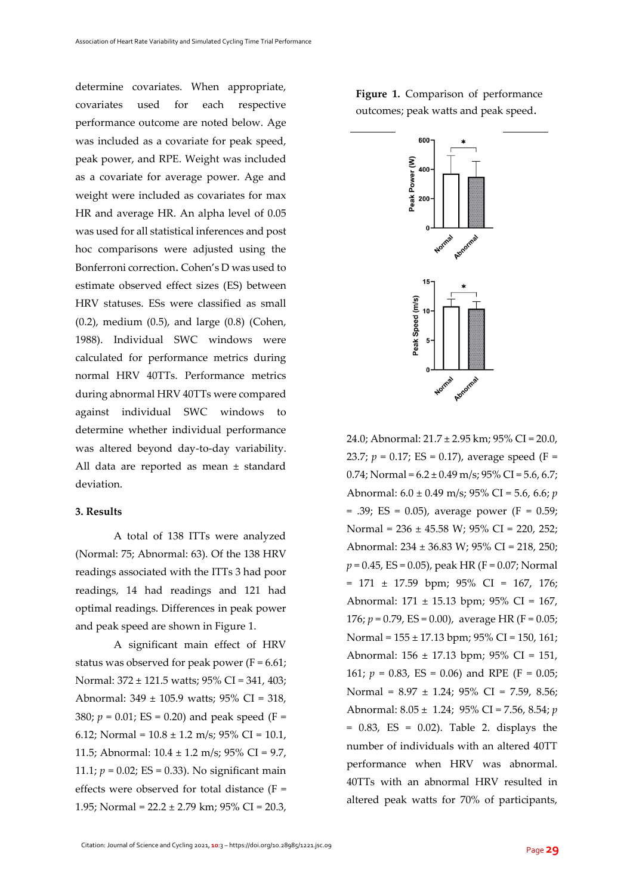determine covariates. When appropriate, covariates used for each respective performance outcome are noted below. Age was included as a covariate for peak speed, peak power, and RPE. Weight was included as a covariate for average power. Age and weight were included as covariates for max HR and average HR. An alpha level of 0.05 was used for all statistical inferences and post hoc comparisons were adjusted using the Bonferroni correction. Cohen's D was used to estimate observed effect sizes (ES) between HRV statuses. ESs were classified as small (0.2), medium (0.5), and large (0.8) (Cohen, 1988). Individual SWC windows were calculated for performance metrics during normal HRV 40TTs. Performance metrics during abnormal HRV 40TTs were compared against individual SWC windows to determine whether individual performance was altered beyond day-to-day variability. All data are reported as mean ± standard deviation.

## 3. Results

A total of 138 ITTs were analyzed (Normal: 75; Abnormal: 63). Of the 138 HRV readings associated with the ITTs 3 had poor readings, 14 had readings and 121 had optimal readings. Differences in peak power and peak speed are shown in Figure 1.

**Figure 1.** Comparison of performance outcomes; peak watts and peak speed.

A significant main effect of HRV status was observed for peak power (F = 6.61; Normal: 372 ± 121.5 watts; 95% CI = 341, 403; Abnormal: 349 ± 105.9 watts; 95% CI = 318, 380; *p* = 0.01; ES = 0.20) and peak speed (F = 6.12; Normal = 10.8 ± 1.2 m/s; 95% CI = 10.1, 11.5; Abnormal: 10.4 ± 1.2 m/s; 95% CI = 9.7, 11.1; *p* = 0.02; ES = 0.33). No significant main effects were observed for total distance (F = 1.95; Normal = 22.2 ± 2.79 km; 95% CI = 20.3, 24.0; Abnormal: 21.7 ± 2.95 km; 95% CI = 20.0, 23.7; *p* = 0.17; ES = 0.17), average speed (F = 0.74; Normal = 6.2 ± 0.49 m/s; 95% CI = 5.6, 6.7; Abnormal: 6.0 ± 0.49 m/s; 95% CI = 5.6, 6.6; *p* = .39; ES = 0.05), average power (F = 0.59; Normal = 236 ± 45.58 W; 95% CI = 220, 252; Abnormal: 234 ± 36.83 W; 95% CI = 218, 250; *p* = 0.45, ES = 0.05), peak HR (F = 0.07; Normal = 171 ± 17.59 bpm; 95% CI = 167, 176; Abnormal: 171 ± 15.13 bpm; 95% CI = 167, 176; *p* = 0.79, ES = 0.00), average HR (F = 0.05; Normal = 155 ± 17.13 bpm; 95% CI = 150, 161; Abnormal: 156 ± 17.13 bpm; 95% CI = 151, 161; *p* = 0.83, ES = 0.06) and RPE (F = 0.05; Normal = 8.97 ± 1.24; 95% CI = 7.59, 8.56; Abnormal: 8.05 ± 1.24; 95% CI = 7.56, 8.54; *p* = 0.83, ES = 0.02). Table 2. displays the number of individuals with an altered 40TT performance when HRV was abnormal. 40TTs with an abnormal HRV resulted in altered peak watts for 70% of participants,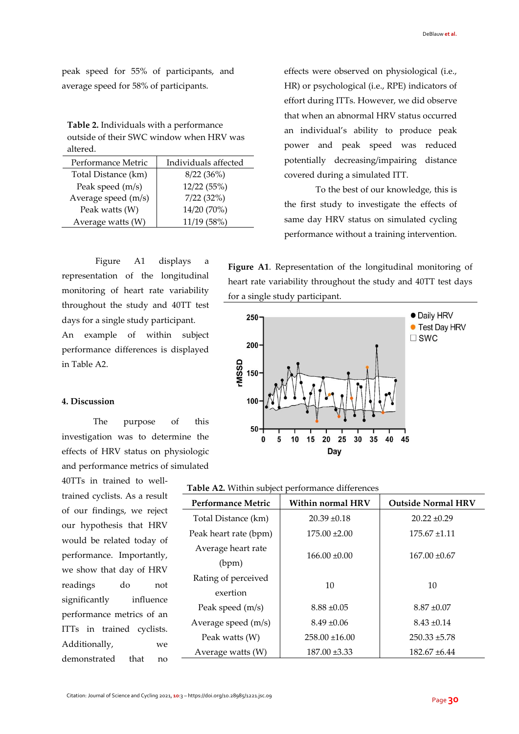peak speed for 55% of participants, and average speed for 58% of participants.

**Table 2.** Individuals with a performance outside of their SWC window when HRV was altered.

| Performance Metric | Individuals affected |
|---|---|
| Total Distance (km) | 8/22 (36%) |
| Peak speed (m/s) | 12/22 (55%) |
| Average speed (m/s) | 7/22 (32%) |
| Peak watts (W) | 14/20 (70%) |
| Average watts (W) | 11/19 (58%) |

Figure A1 displays a representation of the longitudinal monitoring of heart rate variability throughout the study and 40TT test days for a single study participant. An example of within subject performance differences is displayed in Table A2.

## 4. Discussion

The purpose of this investigation was to determine the effects of HRV status on physiologic and performance metrics of simulated 40TTs in trained to well-trained cyclists. As a result of our findings, we reject our hypothesis that HRV would be related today of performance. Importantly, we show that day of HRV readings do not significantly influence performance metrics of an ITTs in trained cyclists. Additionally, we demonstrated that no effects were observed on physiological (i.e., HR) or psychological (i.e., RPE) indicators of effort during ITTs. However, we did observe that when an abnormal HRV status occurred an individual's ability to produce peak power and peak speed was reduced potentially decreasing/impairing distance covered during a simulated ITT.

To the best of our knowledge, this is the first study to investigate the effects of same day HRV status on simulated cycling performance without a training intervention.

**Figure A1**. Representation of the longitudinal monitoring of heart rate variability throughout the study and 40TT test days for a single study participant.

**Table A2.** Within subject performance differences

| Performance Metric | Within normal HRV | Outside Normal HRV |
|---|---|---|
| Total Distance (km) | 20.39 ±0.18 | 20.22 ±0.29 |
| Peak heart rate (bpm) | 175.00 ±2.00 | 175.67 ±1.11 |
| Average heart rate (bpm) | 166.00 ±0.00 | 167.00 ±0.67 |
| Rating of perceived exertion | 10 | 10 |
| Peak speed (m/s) | 8.88 ±0.05 | 8.87 ±0.07 |
| Average speed (m/s) | 8.49 ±0.06 | 8.43 ±0.14 |
| Peak watts (W) | 258.00 ±16.00 | 250.33 ±5.78 |
| Average watts (W) | 187.00 ±3.33 | 182.67 ±6.44 |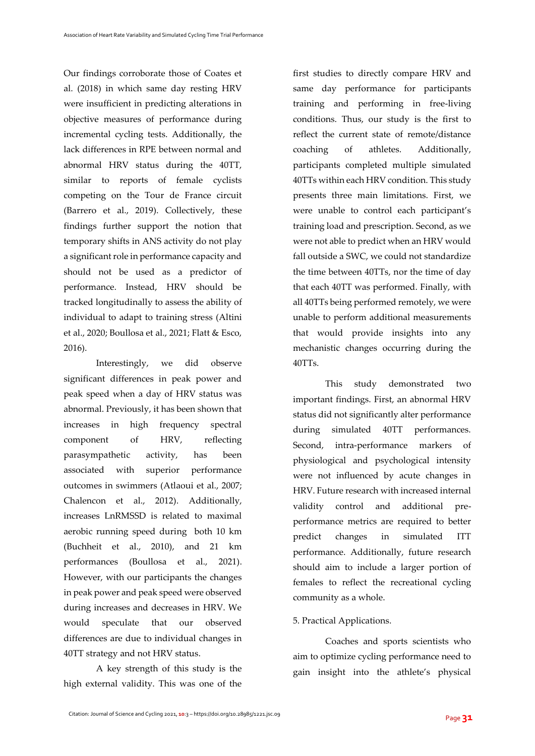Our findings corroborate those of Coates et al. (2018) in which same day resting HRV were insufficient in predicting alterations in objective measures of performance during incremental cycling tests. Additionally, the lack differences in RPE between normal and abnormal HRV status during the 40TT, similar to reports of female cyclists competing on the Tour de France circuit (Barrero et al., 2019). Collectively, these findings further support the notion that temporary shifts in ANS activity do not play a significant role in performance capacity and should not be used as a predictor of performance. Instead, HRV should be tracked longitudinally to assess the ability of individual to adapt to training stress (Altini et al., 2020; Boullosa et al., 2021; Flatt & Esco, 2016).

Interestingly, we did observe significant differences in peak power and peak speed when a day of HRV status was abnormal. Previously, it has been shown that increases in high frequency spectral component of HRV, reflecting parasympathetic activity, has been associated with superior performance outcomes in swimmers (Atlaoui et al., 2007; Chalencon et al., 2012). Additionally, increases LnRMSSD is related to maximal aerobic running speed during both 10 km (Buchheit et al., 2010), and 21 km performances (Boullosa et al., 2021). However, with our participants the changes in peak power and peak speed were observed during increases and decreases in HRV. We would speculate that our observed differences are due to individual changes in 40TT strategy and not HRV status.

A key strength of this study is the high external validity. This was one of the first studies to directly compare HRV and same day performance for participants training and performing in free-living conditions. Thus, our study is the first to reflect the current state of remote/distance coaching of athletes. Additionally, participants completed multiple simulated 40TTs within each HRV condition. This study presents three main limitations. First, we were unable to control each participant's training load and prescription. Second, as we were not able to predict when an HRV would fall outside a SWC, we could not standardize the time between 40TTs, nor the time of day that each 40TT was performed. Finally, with all 40TTs being performed remotely, we were unable to perform additional measurements that would provide insights into any mechanistic changes occurring during the 40TTs.

This study demonstrated two important findings. First, an abnormal HRV status did not significantly alter performance during simulated 40TT performances. Second, intra-performance markers of physiological and psychological intensity were not influenced by acute changes in HRV. Future research with increased internal validity control and additional pre-performance metrics are required to better predict changes in simulated ITT performance. Additionally, future research should aim to include a larger portion of females to reflect the recreational cycling community as a whole.

## 5. Practical Applications.

Coaches and sports scientists who aim to optimize cycling performance need to gain insight into the athlete's physical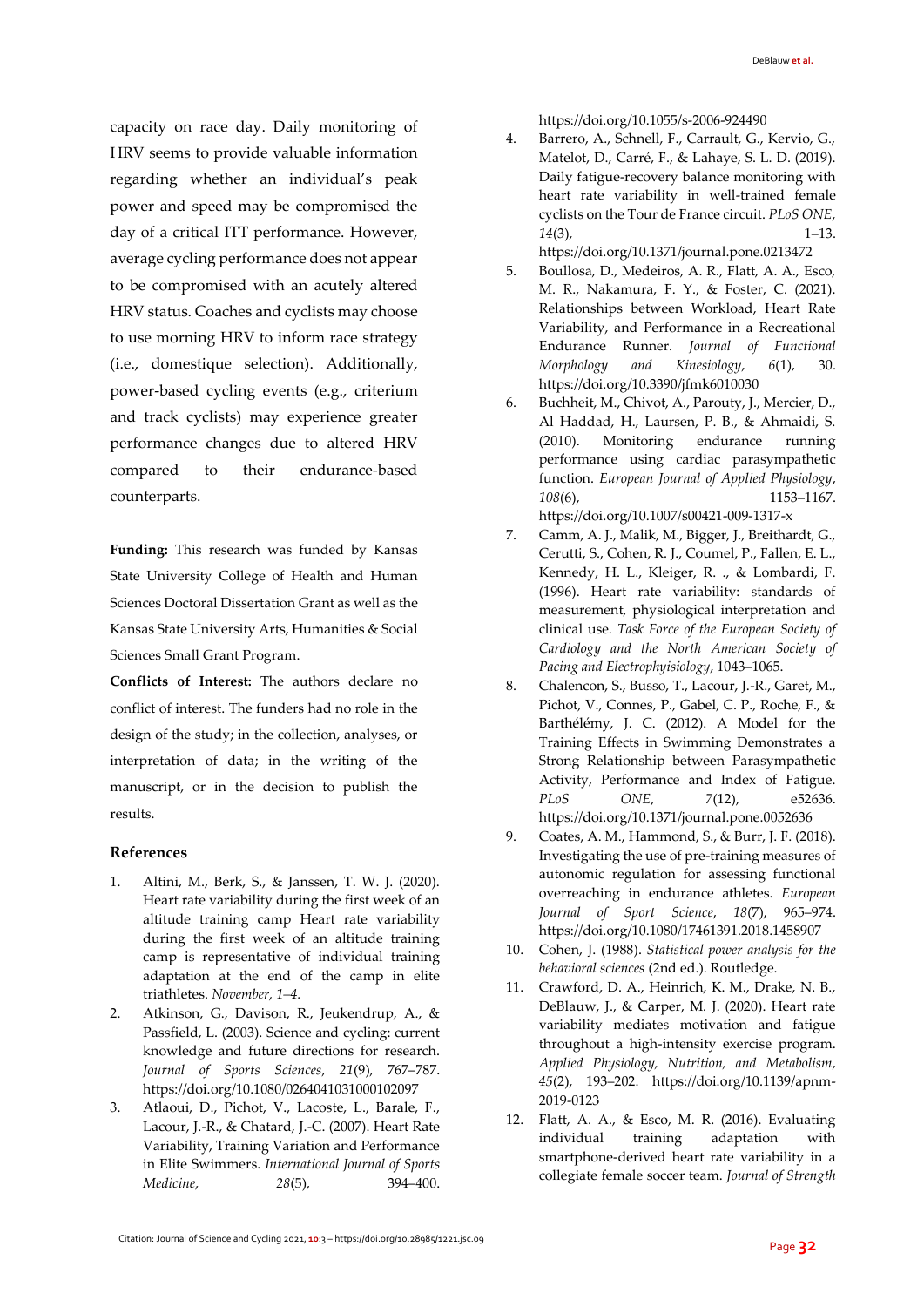capacity on race day. Daily monitoring of HRV seems to provide valuable information regarding whether an individual's peak power and speed may be compromised the day of a critical ITT performance. However, average cycling performance does not appear to be compromised with an acutely altered HRV status. Coaches and cyclists may choose to use morning HRV to inform race strategy (i.e., domestique selection). Additionally, power-based cycling events (e.g., criterium and track cyclists) may experience greater performance changes due to altered HRV compared to their endurance-based counterparts.

**Funding:** This research was funded by Kansas State University College of Health and Human Sciences Doctoral Dissertation Grant as well as the Kansas State University Arts, Humanities & Social Sciences Small Grant Program.

**Conflicts of Interest:** The authors declare no conflict of interest. The funders had no role in the design of the study; in the collection, analyses, or interpretation of data; in the writing of the manuscript, or in the decision to publish the results.

## References

1. Altini, M., Berk, S., & Janssen, T. W. J. (2020). Heart rate variability during the first week of an altitude training camp Heart rate variability during the first week of an altitude training camp is representative of individual training adaptation at the end of the camp in elite triathletes. *November, 1–4.*
2. Atkinson, G., Davison, R., Jeukendrup, A., & Passfield, L. (2003). Science and cycling: current knowledge and future directions for research. *Journal of Sports Sciences*, *21*(9), 767–787. https://doi.org/10.1080/0264041031000102097
3. Atlaoui, D., Pichot, V., Lacoste, L., Barale, F., Lacour, J.-R., & Chatard, J.-C. (2007). Heart Rate Variability, Training Variation and Performance in Elite Swimmers. *International Journal of Sports Medicine*, *28*(5), 394–400. https://doi.org/10.1055/s-2006-924490
4. Barrero, A., Schnell, F., Carrault, G., Kervio, G., Matelot, D., Carré, F., & Lahaye, S. L. D. (2019). Daily fatigue-recovery balance monitoring with heart rate variability in well-trained female cyclists on the Tour de France circuit. *PLoS ONE*, *14*(3), 1–13. https://doi.org/10.1371/journal.pone.0213472
5. Boullosa, D., Medeiros, A. R., Flatt, A. A., Esco, M. R., Nakamura, F. Y., & Foster, C. (2021). Relationships between Workload, Heart Rate Variability, and Performance in a Recreational Endurance Runner. *Journal of Functional Morphology and Kinesiology*, *6*(1), 30. https://doi.org/10.3390/jfmk6010030
6. Buchheit, M., Chivot, A., Parouty, J., Mercier, D., Al Haddad, H., Laursen, P. B., & Ahmaidi, S. (2010). Monitoring endurance running performance using cardiac parasympathetic function. *European Journal of Applied Physiology*, *108*(6), 1153–1167. https://doi.org/10.1007/s00421-009-1317-x
7. Camm, A. J., Malik, M., Bigger, J., Breithardt, G., Cerutti, S., Cohen, R. J., Coumel, P., Fallen, E. L., Kennedy, H. L., Kleiger, R. ., & Lombardi, F. (1996). Heart rate variability: standards of measurement, physiological interpretation and clinical use. *Task Force of the European Society of Cardiology and the North American Society of Pacing and Electrophyisiology*, 1043–1065.
8. Chalencon, S., Busso, T., Lacour, J.-R., Garet, M., Pichot, V., Connes, P., Gabel, C. P., Roche, F., & Barthélémy, J. C. (2012). A Model for the Training Effects in Swimming Demonstrates a Strong Relationship between Parasympathetic Activity, Performance and Index of Fatigue. *PLoS ONE*, *7*(12), e52636. https://doi.org/10.1371/journal.pone.0052636
9. Coates, A. M., Hammond, S., & Burr, J. F. (2018). Investigating the use of pre-training measures of autonomic regulation for assessing functional overreaching in endurance athletes. *European Journal of Sport Science*, *18*(7), 965–974. https://doi.org/10.1080/17461391.2018.1458907
10. Cohen, J. (1988). *Statistical power analysis for the behavioral sciences* (2nd ed.). Routledge.
11. Crawford, D. A., Heinrich, K. M., Drake, N. B., DeBlauw, J., & Carper, M. J. (2020). Heart rate variability mediates motivation and fatigue throughout a high-intensity exercise program. *Applied Physiology, Nutrition, and Metabolism*, *45*(2), 193–202. https://doi.org/10.1139/apnm-2019-0123
12. Flatt, A. A., & Esco, M. R. (2016). Evaluating individual training adaptation with smartphone-derived heart rate variability in a collegiate female soccer team. *Journal of Strength*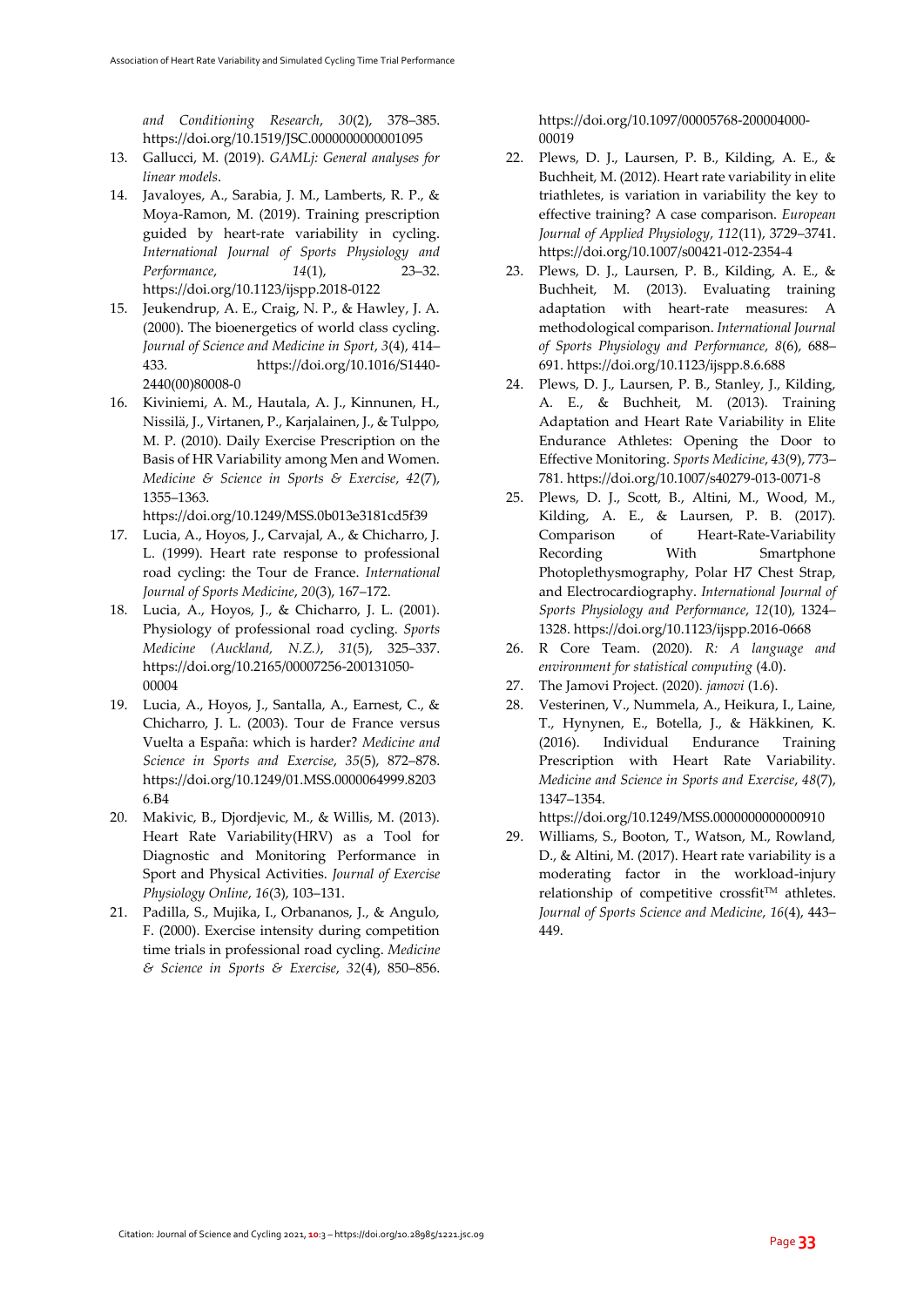*and Conditioning Research*, *30*(2), 378–385. https://doi.org/10.1519/JSC.0000000000001095

13. Gallucci, M. (2019). *GAMLj: General analyses for linear models*.
14. Javaloyes, A., Sarabia, J. M., Lamberts, R. P., & Moya-Ramon, M. (2019). Training prescription guided by heart-rate variability in cycling. *International Journal of Sports Physiology and Performance*, *14*(1), 23–32. https://doi.org/10.1123/ijspp.2018-0122
15. Jeukendrup, A. E., Craig, N. P., & Hawley, J. A. (2000). The bioenergetics of world class cycling. *Journal of Science and Medicine in Sport*, *3*(4), 414–433. https://doi.org/10.1016/S1440-2440(00)80008-0
16. Kiviniemi, A. M., Hautala, A. J., Kinnunen, H., Nissilä, J., Virtanen, P., Karjalainen, J., & Tulppo, M. P. (2010). Daily Exercise Prescription on the Basis of HR Variability among Men and Women. *Medicine & Science in Sports & Exercise*, *42*(7), 1355–1363. https://doi.org/10.1249/MSS.0b013e3181cd5f39
17. Lucia, A., Hoyos, J., Carvajal, A., & Chicharro, J. L. (1999). Heart rate response to professional road cycling: the Tour de France. *International Journal of Sports Medicine*, *20*(3), 167–172.
18. Lucia, A., Hoyos, J., & Chicharro, J. L. (2001). Physiology of professional road cycling. *Sports Medicine (Auckland, N.Z.)*, *31*(5), 325–337. https://doi.org/10.2165/00007256-200131050-00004
19. Lucia, A., Hoyos, J., Santalla, A., Earnest, C., & Chicharro, J. L. (2003). Tour de France versus Vuelta a España: which is harder? *Medicine and Science in Sports and Exercise*, *35*(5), 872–878. https://doi.org/10.1249/01.MSS.0000064999.82036.B4
20. Makivic, B., Djordjevic, M., & Willis, M. (2013). Heart Rate Variability(HRV) as a Tool for Diagnostic and Monitoring Performance in Sport and Physical Activities. *Journal of Exercise Physiology Online*, *16*(3), 103–131.
21. Padilla, S., Mujika, I., Orbananos, J., & Angulo, F. (2000). Exercise intensity during competition time trials in professional road cycling. *Medicine & Science in Sports & Exercise*, *32*(4), 850–856. https://doi.org/10.1097/00005768-200004000-00019
22. Plews, D. J., Laursen, P. B., Kilding, A. E., & Buchheit, M. (2012). Heart rate variability in elite triathletes, is variation in variability the key to effective training? A case comparison. *European Journal of Applied Physiology*, *112*(11), 3729–3741. https://doi.org/10.1007/s00421-012-2354-4
23. Plews, D. J., Laursen, P. B., Kilding, A. E., & Buchheit, M. (2013). Evaluating training adaptation with heart-rate measures: A methodological comparison. *International Journal of Sports Physiology and Performance*, *8*(6), 688–691. https://doi.org/10.1123/ijspp.8.6.688
24. Plews, D. J., Laursen, P. B., Stanley, J., Kilding, A. E., & Buchheit, M. (2013). Training Adaptation and Heart Rate Variability in Elite Endurance Athletes: Opening the Door to Effective Monitoring. *Sports Medicine*, *43*(9), 773–781. https://doi.org/10.1007/s40279-013-0071-8
25. Plews, D. J., Scott, B., Altini, M., Wood, M., Kilding, A. E., & Laursen, P. B. (2017). Comparison of Heart-Rate-Variability Recording With Smartphone Photoplethysmography, Polar H7 Chest Strap, and Electrocardiography. *International Journal of Sports Physiology and Performance*, *12*(10), 1324–1328. https://doi.org/10.1123/ijspp.2016-0668
26. R Core Team. (2020). *R: A language and environment for statistical computing* (4.0).
27. The Jamovi Project. (2020). *jamovi* (1.6).
28. Vesterinen, V., Nummela, A., Heikura, I., Laine, T., Hynynen, E., Botella, J., & Häkkinen, K. (2016). Individual Endurance Training Prescription with Heart Rate Variability. *Medicine and Science in Sports and Exercise*, *48*(7), 1347–1354. https://doi.org/10.1249/MSS.0000000000000910
29. Williams, S., Booton, T., Watson, M., Rowland, D., & Altini, M. (2017). Heart rate variability is a moderating factor in the workload-injury relationship of competitive crossfit™ athletes. *Journal of Sports Science and Medicine*, *16*(4), 443–449.